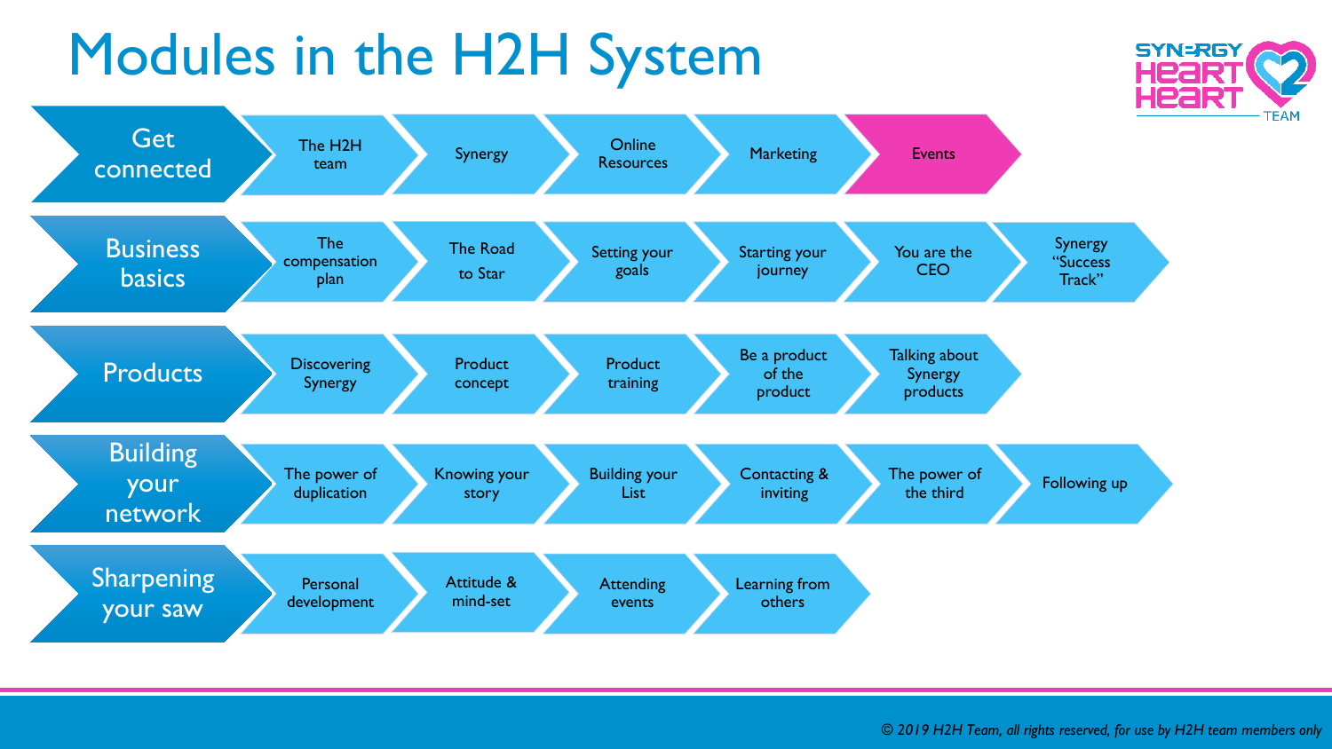# Modules in the H2H System

SYNERGY HEART 2 HEART TEAM

- **Get connected**: The H2H team → Synergy → Online Resources → Marketing → Events
- **Business basics**: The compensation plan → The Road to Star → Setting your goals → Starting your journey → You are the CEO → Synergy "Success Track"
- **Products**: Discovering Synergy → Product concept → Product training → Be a product of the product → Talking about Synergy products
- **Building your network**: The power of duplication → Knowing your story → Building your List → Contacting & inviting → The power of the third → Following up
- **Sharpening your saw**: Personal development → Attitude & mind-set → Attending events → Learning from others

*© 2019 H2H Team, all rights reserved, for use by H2H team members only*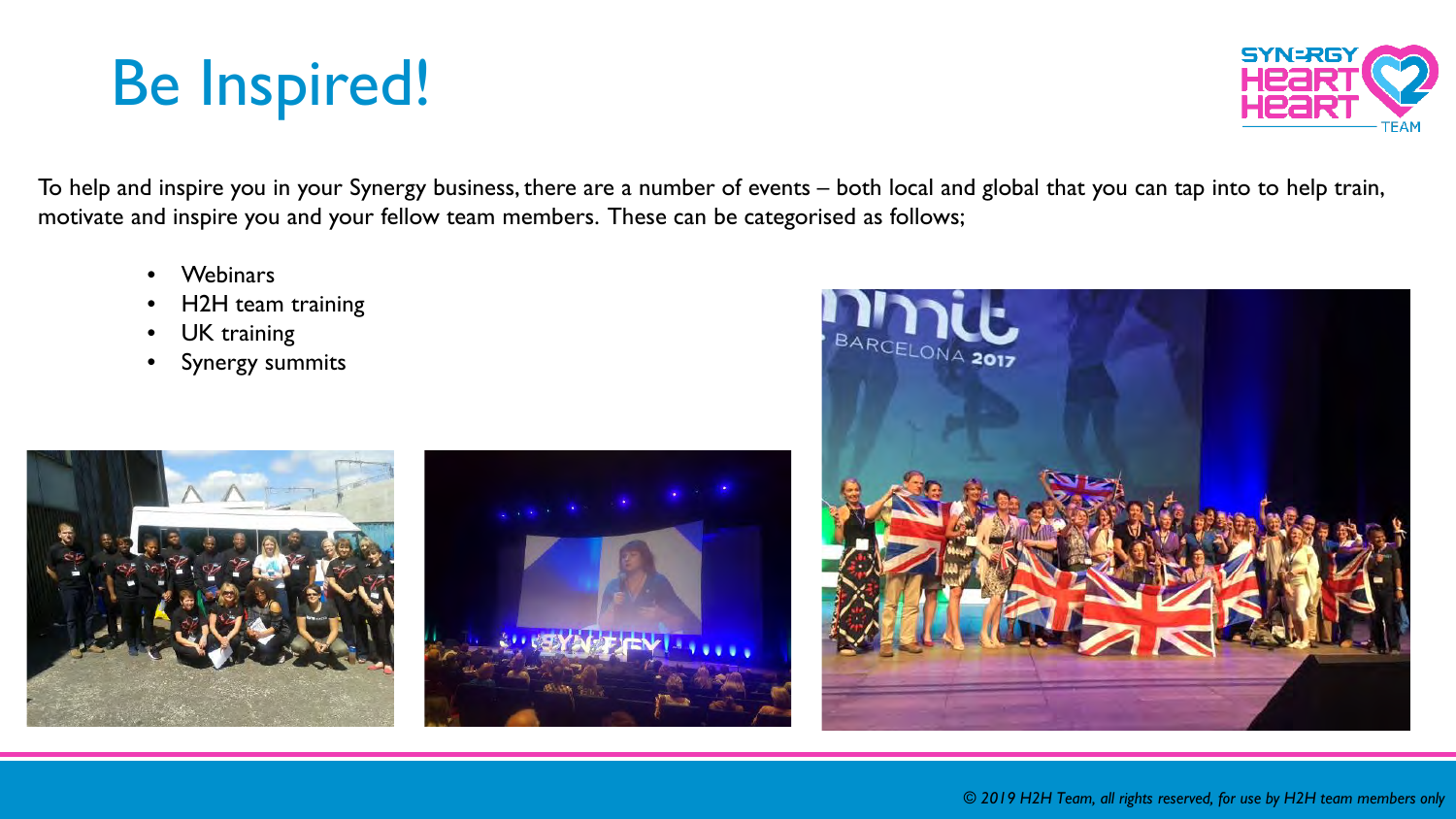# Be Inspired!

To help and inspire you in your Synergy business, there are a number of events – both local and global that you can tap into to help train, motivate and inspire you and your fellow team members. These can be categorised as follows;

- Webinars
- H2H team training
- UK training
- Synergy summits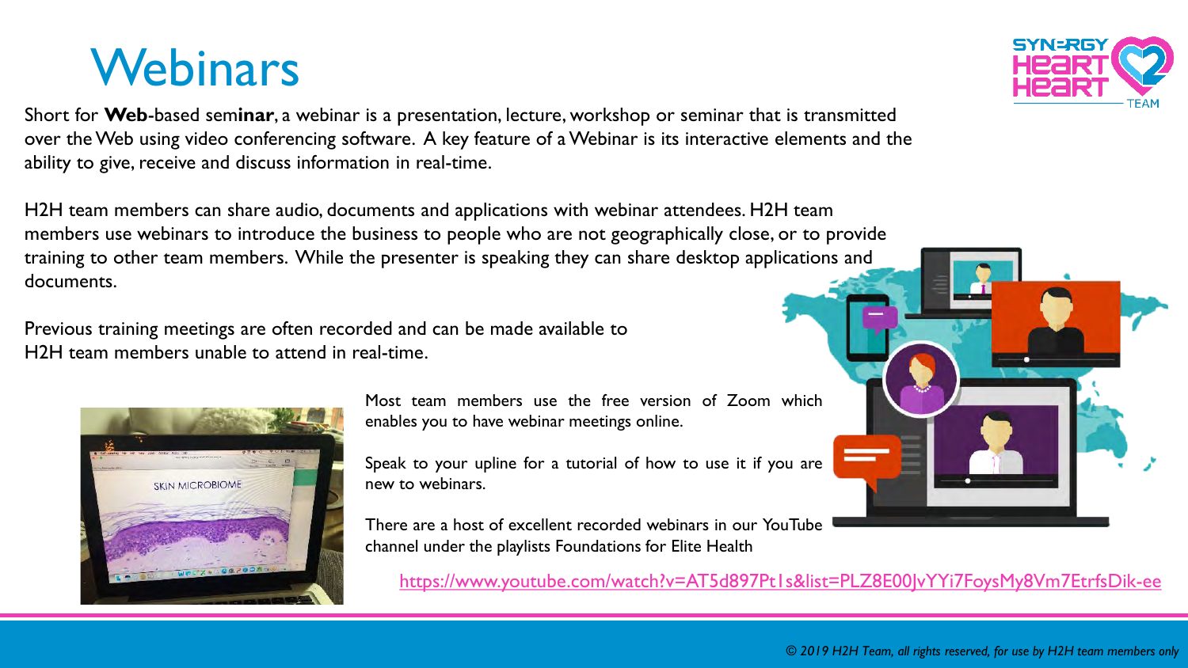# Webinars

Short for **Web**-based sem**inar**, a webinar is a presentation, lecture, workshop or seminar that is transmitted over the Web using video conferencing software. A key feature of a Webinar is its interactive elements and the ability to give, receive and discuss information in real-time.

H2H team members can share audio, documents and applications with webinar attendees. H2H team members use webinars to introduce the business to people who are not geographically close, or to provide training to other team members. While the presenter is speaking they can share desktop applications and documents.

Previous training meetings are often recorded and can be made available to H2H team members unable to attend in real-time.

Most team members use the free version of Zoom which enables you to have webinar meetings online.

Speak to your upline for a tutorial of how to use it if you are new to webinars.

There are a host of excellent recorded webinars in our YouTube channel under the playlists Foundations for Elite Health

https://www.youtube.com/watch?v=AT5d897Pt1s&list=PLZ8E00JvYYi7FoysMy8Vm7EtrfsDik-ee

*© 2019 H2H Team, all rights reserved, for use by H2H team members only*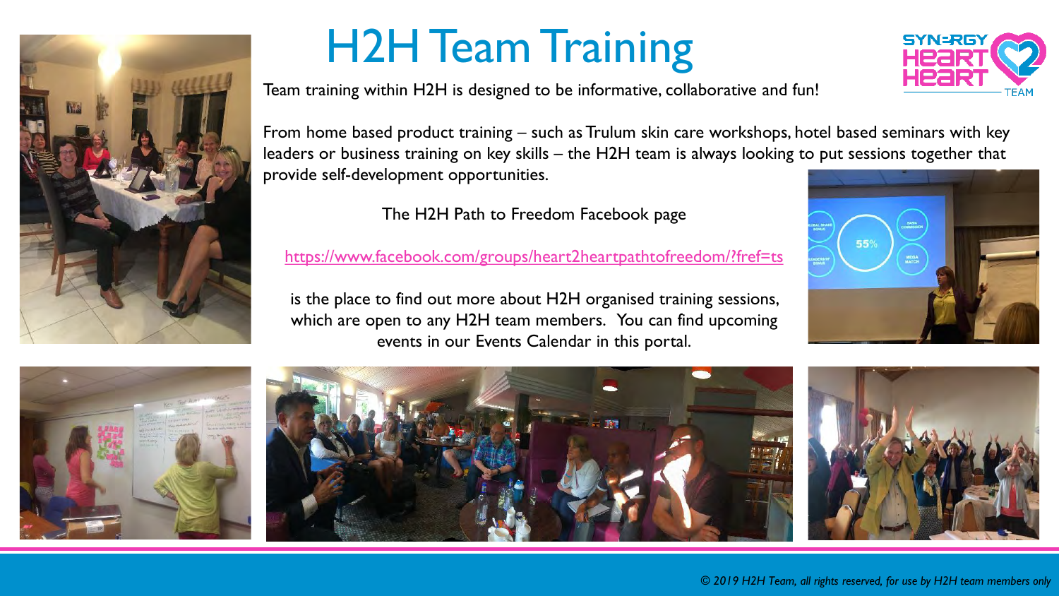# H2H Team Training

Team training within H2H is designed to be informative, collaborative and fun!

From home based product training – such as Trulum skin care workshops, hotel based seminars with key leaders or business training on key skills – the H2H team is always looking to put sessions together that provide self-development opportunities.

The H2H Path to Freedom Facebook page

https://www.facebook.com/groups/heart2heartpathtofreedom/?fref=ts

is the place to find out more about H2H organised training sessions, which are open to any H2H team members. You can find upcoming events in our Events Calendar in this portal.

*© 2019 H2H Team, all rights reserved, for use by H2H team members only*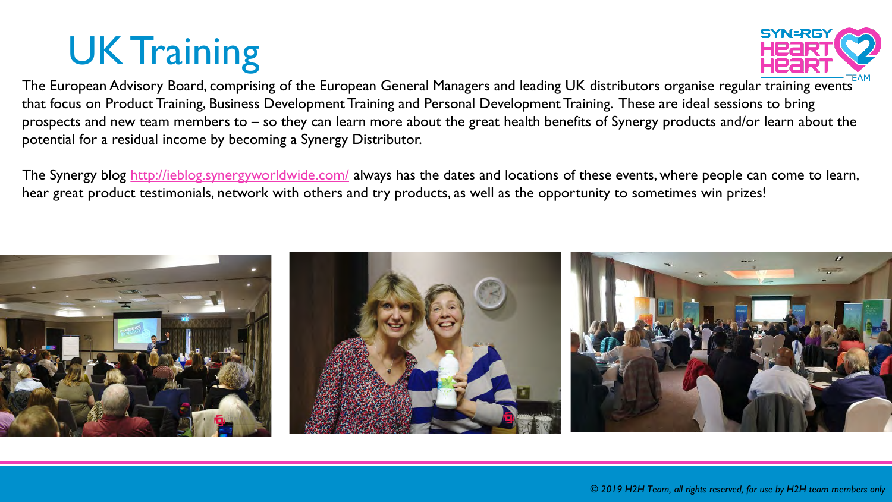# UK Training

The European Advisory Board, comprising of the European General Managers and leading UK distributors organise regular training events that focus on Product Training, Business Development Training and Personal Development Training. These are ideal sessions to bring prospects and new team members to – so they can learn more about the great health benefits of Synergy products and/or learn about the potential for a residual income by becoming a Synergy Distributor.

The Synergy blog [http://ieblog.synergyworldwide.com/](http://ieblog.synergyworldwide.com/) always has the dates and locations of these events, where people can come to learn, hear great product testimonials, network with others and try products, as well as the opportunity to sometimes win prizes!

*© 2019 H2H Team, all rights reserved, for use by H2H team members only*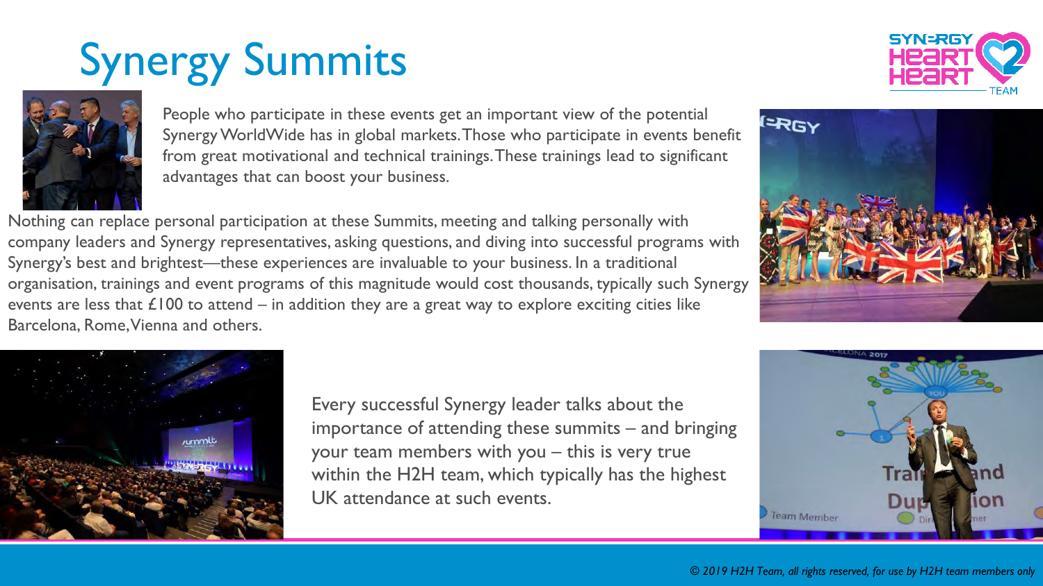# Synergy Summits

People who participate in these events get an important view of the potential Synergy WorldWide has in global markets. Those who participate in events benefit from great motivational and technical trainings. These trainings lead to significant advantages that can boost your business.

Nothing can replace personal participation at these Summits, meeting and talking personally with company leaders and Synergy representatives, asking questions, and diving into successful programs with Synergy's best and brightest—these experiences are invaluable to your business. In a traditional organisation, trainings and event programs of this magnitude would cost thousands, typically such Synergy events are less that £100 to attend – in addition they are a great way to explore exciting cities like Barcelona, Rome, Vienna and others.

Every successful Synergy leader talks about the importance of attending these summits – and bringing your team members with you – this is very true within the H2H team, which typically has the highest UK attendance at such events.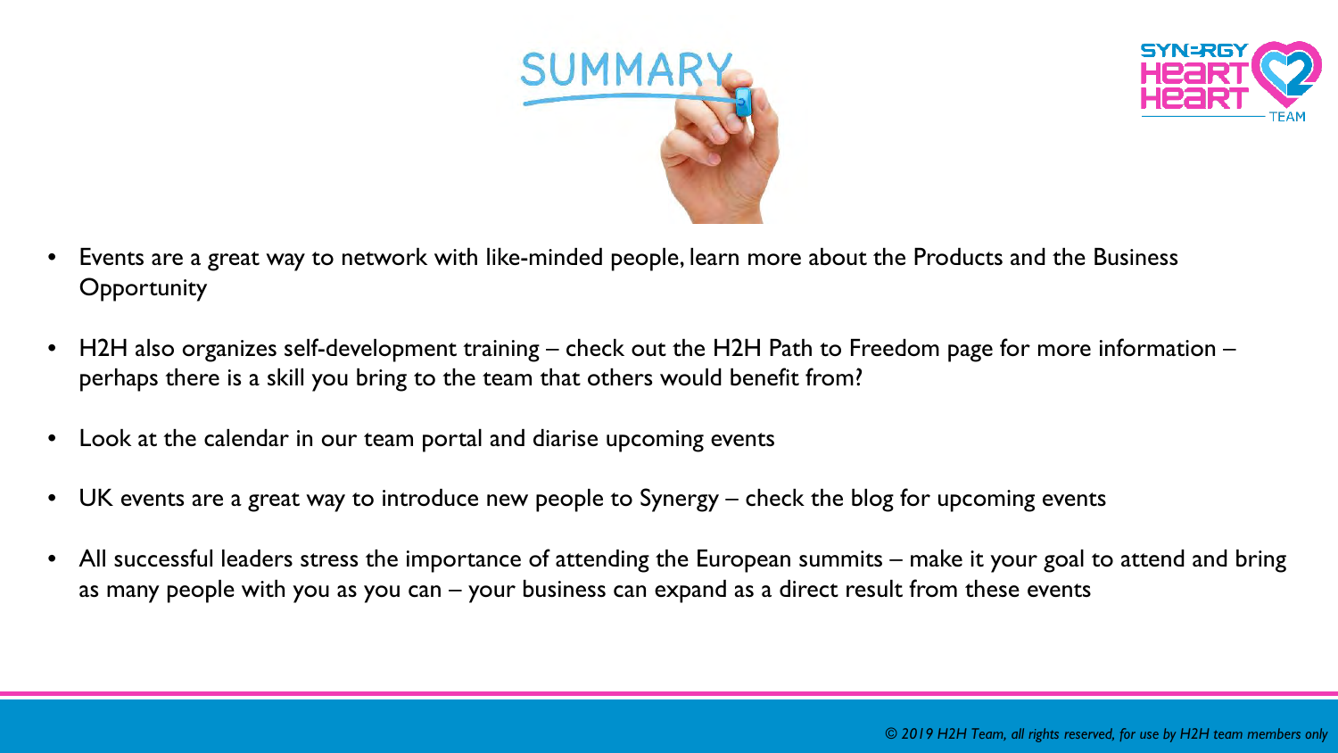# SUMMARY

- Events are a great way to network with like-minded people, learn more about the Products and the Business Opportunity
- H2H also organizes self-development training – check out the H2H Path to Freedom page for more information – perhaps there is a skill you bring to the team that others would benefit from?
- Look at the calendar in our team portal and diarise upcoming events
- UK events are a great way to introduce new people to Synergy – check the blog for upcoming events
- All successful leaders stress the importance of attending the European summits – make it your goal to attend and bring as many people with you as you can – your business can expand as a direct result from these events